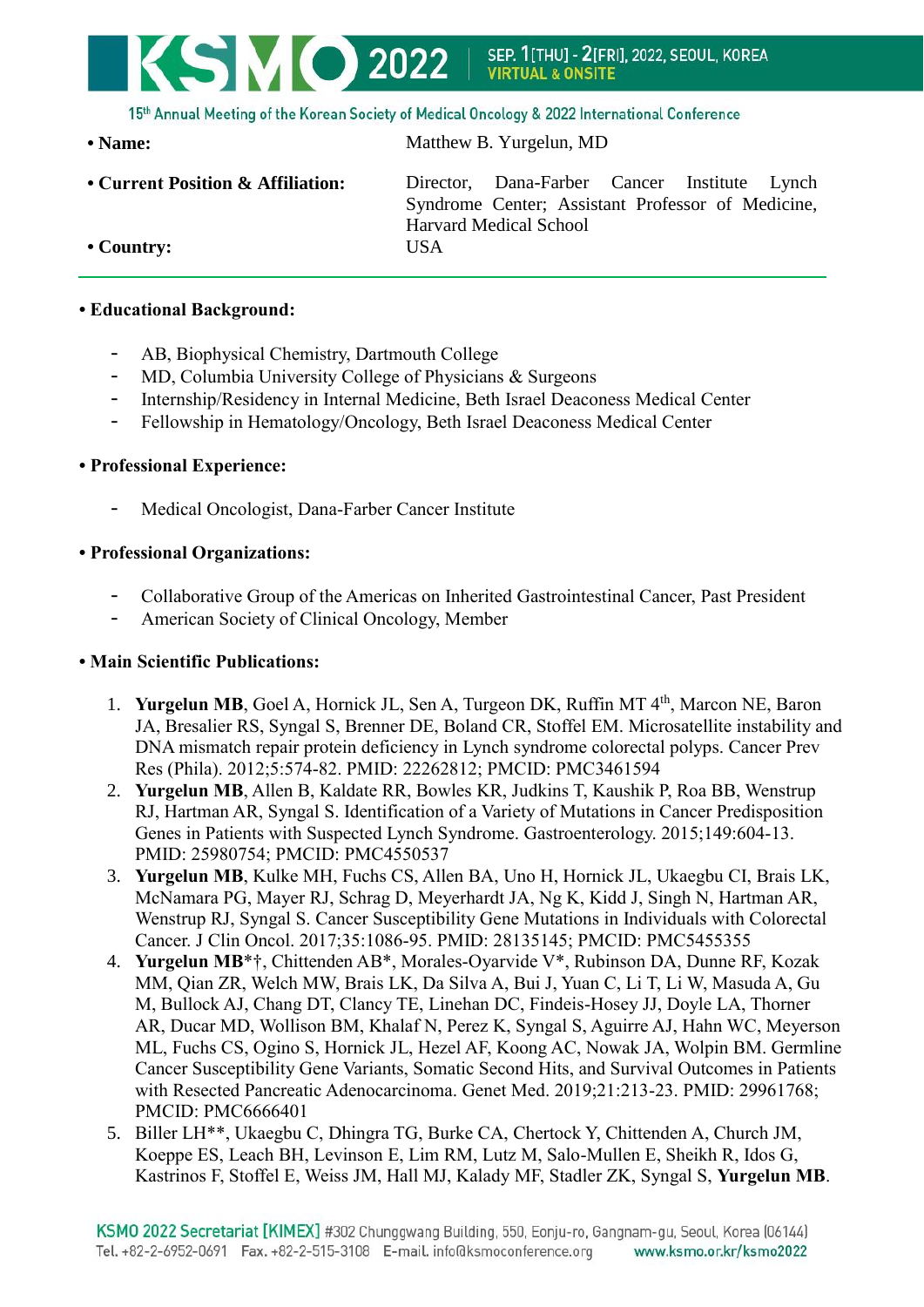- **Name:** Matthew B. Yurgelun, MD
- **Current Position & Affiliation:** Director, Dana-Farber Cancer Institute Lynch Syndrome Center; Assistant Professor of Medicine, Harvard Medical School
- **Country:** USA

---

- **Educational Background:**

  - AB, Biophysical Chemistry, Dartmouth College
  - MD, Columbia University College of Physicians & Surgeons
  - Internship/Residency in Internal Medicine, Beth Israel Deaconess Medical Center
  - Fellowship in Hematology/Oncology, Beth Israel Deaconess Medical Center

- **Professional Experience:**

  - Medical Oncologist, Dana-Farber Cancer Institute

- **Professional Organizations:**

  - Collaborative Group of the Americas on Inherited Gastrointestinal Cancer, Past President
  - American Society of Clinical Oncology, Member

- **Main Scientific Publications:**

1. **Yurgelun MB**, Goel A, Hornick JL, Sen A, Turgeon DK, Ruffin MT 4th, Marcon NE, Baron JA, Bresalier RS, Syngal S, Brenner DE, Boland CR, Stoffel EM. Microsatellite instability and DNA mismatch repair protein deficiency in Lynch syndrome colorectal polyps. Cancer Prev Res (Phila). 2012;5:574-82. PMID: 22262812; PMCID: PMC3461594
2. **Yurgelun MB**, Allen B, Kaldate RR, Bowles KR, Judkins T, Kaushik P, Roa BB, Wenstrup RJ, Hartman AR, Syngal S. Identification of a Variety of Mutations in Cancer Predisposition Genes in Patients with Suspected Lynch Syndrome. Gastroenterology. 2015;149:604-13. PMID: 25980754; PMCID: PMC4550537
3. **Yurgelun MB**, Kulke MH, Fuchs CS, Allen BA, Uno H, Hornick JL, Ukaegbu CI, Brais LK, McNamara PG, Mayer RJ, Schrag D, Meyerhardt JA, Ng K, Kidd J, Singh N, Hartman AR, Wenstrup RJ, Syngal S. Cancer Susceptibility Gene Mutations in Individuals with Colorectal Cancer. J Clin Oncol. 2017;35:1086-95. PMID: 28135145; PMCID: PMC5455355
4. **Yurgelun MB**\*†, Chittenden AB\*, Morales-Oyarvide V\*, Rubinson DA, Dunne RF, Kozak MM, Qian ZR, Welch MW, Brais LK, Da Silva A, Bui J, Yuan C, Li T, Li W, Masuda A, Gu M, Bullock AJ, Chang DT, Clancy TE, Linehan DC, Findeis-Hosey JJ, Doyle LA, Thorner AR, Ducar MD, Wollison BM, Khalaf N, Perez K, Syngal S, Aguirre AJ, Hahn WC, Meyerson ML, Fuchs CS, Ogino S, Hornick JL, Hezel AF, Koong AC, Nowak JA, Wolpin BM. Germline Cancer Susceptibility Gene Variants, Somatic Second Hits, and Survival Outcomes in Patients with Resected Pancreatic Adenocarcinoma. Genet Med. 2019;21:213-23. PMID: 29961768; PMCID: PMC6666401
5. Biller LH\*\*, Ukaegbu C, Dhingra TG, Burke CA, Chertock Y, Chittenden A, Church JM, Koeppe ES, Leach BH, Levinson E, Lim RM, Lutz M, Salo-Mullen E, Sheikh R, Idos G, Kastrinos F, Stoffel E, Weiss JM, Hall MJ, Kalady MF, Stadler ZK, Syngal S, **Yurgelun MB**.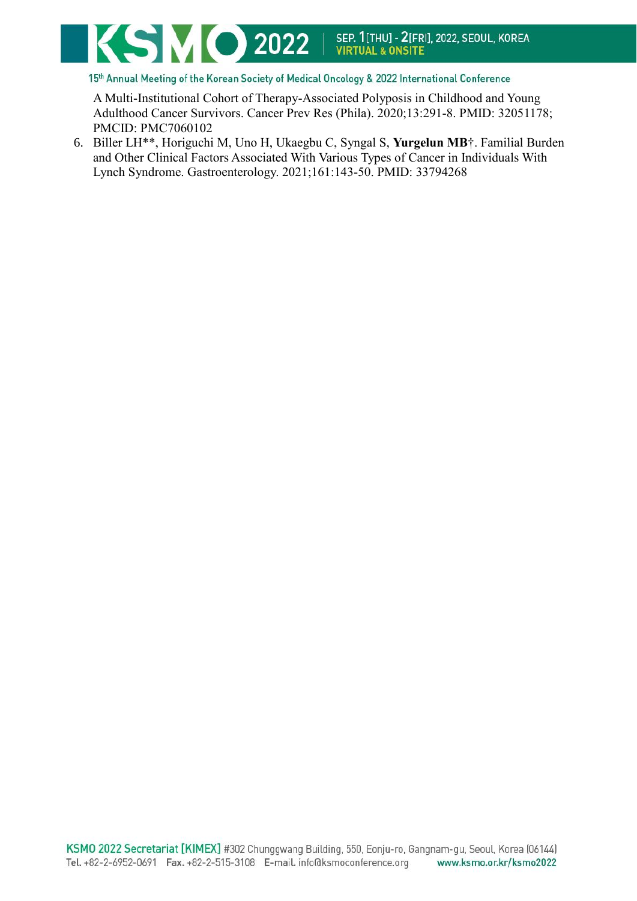A Multi-Institutional Cohort of Therapy-Associated Polyposis in Childhood and Young Adulthood Cancer Survivors. Cancer Prev Res (Phila). 2020;13:291-8. PMID: 32051178; PMCID: PMC7060102

6. Biller LH**, Horiguchi M, Uno H, Ukaegbu C, Syngal S, **Yurgelun MB**†. Familial Burden and Other Clinical Factors Associated With Various Types of Cancer in Individuals With Lynch Syndrome. Gastroenterology. 2021;161:143-50. PMID: 33794268